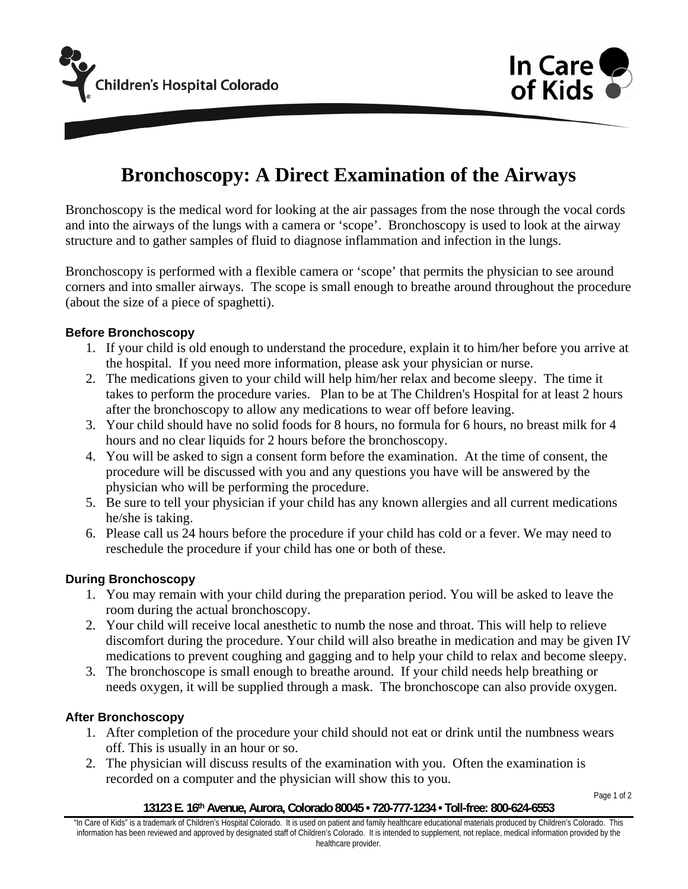# Bronchoscopy: A Direct Examination of the Airways

Bronchoscopy is the medical word for looking at the air passages from the nose through the vocal cords and into the airways of the lungs with a camera or 'scope'. Bronchoscopy is used to look at the airway structure and to gather samples of fluid to diagnose inflammation and infection in the lungs.

Bronchoscopy is performed with a flexible camera or 'scope' that permits the physician to see around corners and into smaller airways. The scope is small enough to breathe around throughout the procedure (about the size of a piece of spaghetti).

### Before Bronchoscopy

1. If your child is old enough to understand the procedure, explain it to him/her before you arrive at the hospital. If you need more information, please ask your physician or nurse.
2. The medications given to your child will help him/her relax and become sleepy. The time it takes to perform the procedure varies. Plan to be at The Children's Hospital for at least 2 hours after the bronchoscopy to allow any medications to wear off before leaving.
3. Your child should have no solid foods for 8 hours, no formula for 6 hours, no breast milk for 4 hours and no clear liquids for 2 hours before the bronchoscopy.
4. You will be asked to sign a consent form before the examination. At the time of consent, the procedure will be discussed with you and any questions you have will be answered by the physician who will be performing the procedure.
5. Be sure to tell your physician if your child has any known allergies and all current medications he/she is taking.
6. Please call us 24 hours before the procedure if your child has cold or a fever. We may need to reschedule the procedure if your child has one or both of these.

### During Bronchoscopy

1. You may remain with your child during the preparation period. You will be asked to leave the room during the actual bronchoscopy.
2. Your child will receive local anesthetic to numb the nose and throat. This will help to relieve discomfort during the procedure. Your child will also breathe in medication and may be given IV medications to prevent coughing and gagging and to help your child to relax and become sleepy.
3. The bronchoscope is small enough to breathe around. If your child needs help breathing or needs oxygen, it will be supplied through a mask. The bronchoscope can also provide oxygen.

### After Bronchoscopy

1. After completion of the procedure your child should not eat or drink until the numbness wears off. This is usually in an hour or so.
2. The physician will discuss results of the examination with you. Often the examination is recorded on a computer and the physician will show this to you.

**13123 E. 16th Avenue, Aurora, Colorado 80045 • 720-777-1234 • Toll-free: 800-624-6553**

"In Care of Kids" is a trademark of Children's Hospital Colorado. It is used on patient and family healthcare educational materials produced by Children's Colorado. This information has been reviewed and approved by designated staff of Children's Colorado. It is intended to supplement, not replace, medical information provided by the healthcare provider.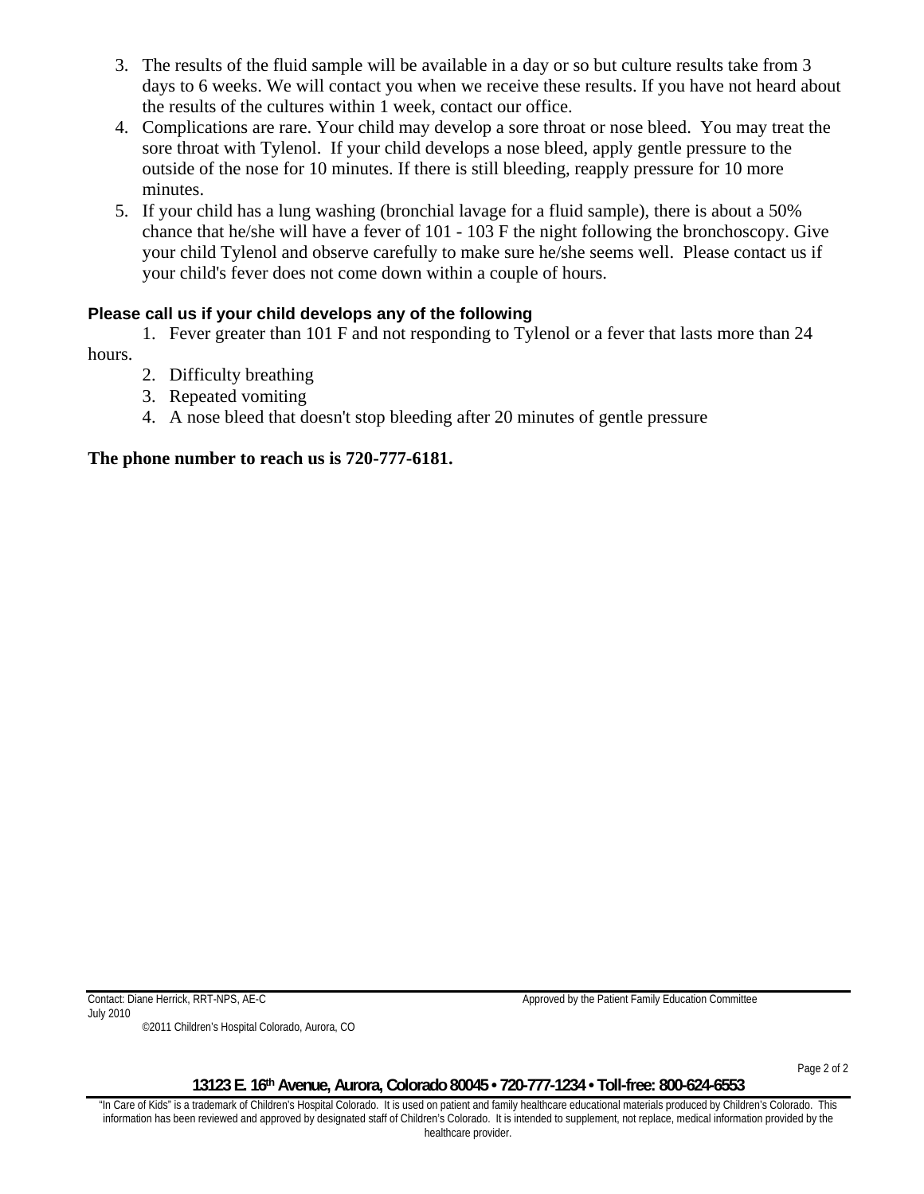3. The results of the fluid sample will be available in a day or so but culture results take from 3 days to 6 weeks. We will contact you when we receive these results. If you have not heard about the results of the cultures within 1 week, contact our office.
4. Complications are rare. Your child may develop a sore throat or nose bleed. You may treat the sore throat with Tylenol. If your child develops a nose bleed, apply gentle pressure to the outside of the nose for 10 minutes. If there is still bleeding, reapply pressure for 10 more minutes.
5. If your child has a lung washing (bronchial lavage for a fluid sample), there is about a 50% chance that he/she will have a fever of 101 - 103 F the night following the bronchoscopy. Give your child Tylenol and observe carefully to make sure he/she seems well. Please contact us if your child's fever does not come down within a couple of hours.

**Please call us if your child develops any of the following**

1. Fever greater than 101 F and not responding to Tylenol or a fever that lasts more than 24 hours.
2. Difficulty breathing
3. Repeated vomiting
4. A nose bleed that doesn't stop bleeding after 20 minutes of gentle pressure

**The phone number to reach us is 720-777-6181.**

Contact: Diane Herrick, RRT-NPS, AE-C
July 2010
©2011 Children's Hospital Colorado, Aurora, CO

Approved by the Patient Family Education Committee

**13123 E. 16th Avenue, Aurora, Colorado 80045 • 720-777-1234 • Toll-free: 800-624-6553**

"In Care of Kids" is a trademark of Children's Hospital Colorado. It is used on patient and family healthcare educational materials produced by Children's Colorado. This information has been reviewed and approved by designated staff of Children's Colorado. It is intended to supplement, not replace, medical information provided by the healthcare provider.